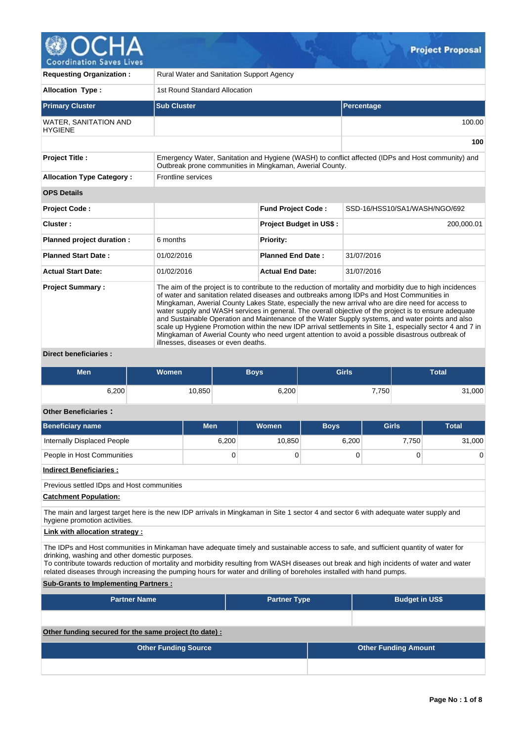# Project Proposal

| | |
|---|---|
| **Requesting Organization :** | Rural Water and Sanitation Support Agency |
| **Allocation Type :** | 1st Round Standard Allocation |

| Primary Cluster | Sub Cluster | Percentage |
|---|---|---|
| WATER, SANITATION AND HYGIENE | | 100.00 |
| | | **100** |

| | |
|---|---|
| **Project Title :** | Emergency Water, Sanitation and Hygiene (WASH) to conflict affected (IDPs and Host community) and Outbreak prone communities in Mingkaman, Awerial County. |
| **Allocation Type Category :** | Frontline services |

**OPS Details**

| | | | |
|---|---|---|---|
| **Project Code :** | | **Fund Project Code :** | SSD-16/HSS10/SA1/WASH/NGO/692 |
| **Cluster :** | | **Project Budget in US$ :** | 200,000.01 |
| **Planned project duration :** | 6 months | **Priority:** | |
| **Planned Start Date :** | 01/02/2016 | **Planned End Date :** | 31/07/2016 |
| **Actual Start Date:** | 01/02/2016 | **Actual End Date:** | 31/07/2016 |

**Project Summary :**

The aim of the project is to contribute to the reduction of mortality and morbidity due to high incidences of water and sanitation related diseases and outbreaks among IDPs and Host Communities in Mingkaman, Awerial County Lakes State, especially the new arrival who are dire need for access to water supply and WASH services in general. The overall objective of the project is to ensure adequate and Sustainable Operation and Maintenance of the Water Supply systems, and water points and also scale up Hygiene Promotion within the new IDP arrival settlements in Site 1, especially sector 4 and 7 in Mingkaman of Awerial County who need urgent attention to avoid a possible disastrous outbreak of illnesses, diseases or even deaths.

**Direct beneficiaries :**

| Men | Women | Boys | Girls | Total |
|---|---|---|---|---|
| 6,200 | 10,850 | 6,200 | 7,750 | 31,000 |

**Other Beneficiaries :**

| Beneficiary name | Men | Women | Boys | Girls | Total |
|---|---|---|---|---|---|
| Internally Displaced People | 6,200 | 10,850 | 6,200 | 7,750 | 31,000 |
| People in Host Communities | 0 | 0 | 0 | 0 | 0 |

**Indirect Beneficiaries :**

Previous settled IDps and Host communities

**Catchment Population:**

The main and largest target here is the new IDP arrivals in Mingkaman in Site 1 sector 4 and sector 6 with adequate water supply and hygiene promotion activities.

**Link with allocation strategy :**

The IDPs and Host communities in Minkaman have adequate timely and sustainable access to safe, and sufficient quantity of water for drinking, washing and other domestic purposes.
To contribute towards reduction of mortality and morbidity resulting from WASH diseases out break and high incidents of water and water related diseases through increasing the pumping hours for water and drilling of boreholes installed with hand pumps.

**Sub-Grants to Implementing Partners :**

| Partner Name | Partner Type | Budget in US$ |
|---|---|---|
| | | |

**Other funding secured for the same project (to date) :**

| Other Funding Source | Other Funding Amount |
|---|---|
| | |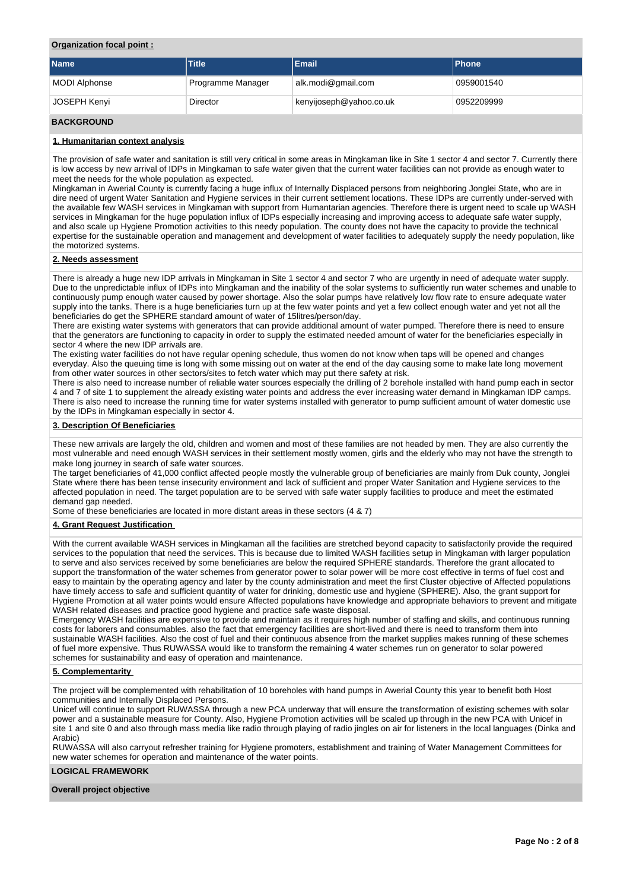**Organization focal point :**

| Name | Title | Email | Phone |
|---|---|---|---|
| MODI Alphonse | Programme Manager | alk.modi@gmail.com | 0959001540 |
| JOSEPH Kenyi | Director | kenyijoseph@yahoo.co.uk | 0952209999 |

## BACKGROUND

### 1. Humanitarian context analysis

The provision of safe water and sanitation is still very critical in some areas in Mingkaman like in Site 1 sector 4 and sector 7. Currently there is low access by new arrival of IDPs in Mingkaman to safe water given that the current water facilities can not provide as enough water to meet the needs for the whole population as expected.
Mingkaman in Awerial County is currently facing a huge influx of Internally Displaced persons from neighboring Jonglei State, who are in dire need of urgent Water Sanitation and Hygiene services in their current settlement locations. These IDPs are currently under-served with the available few WASH services in Mingkaman with support from Humantarian agencies. Therefore there is urgent need to scale up WASH services in Mingkaman for the huge population influx of IDPs especially increasing and improving access to adequate safe water supply, and also scale up Hygiene Promotion activities to this needy population. The county does not have the capacity to provide the technical expertise for the sustainable operation and management and development of water facilities to adequately supply the needy population, like the motorized systems.

### 2. Needs assessment

There is already a huge new IDP arrivals in Mingkaman in Site 1 sector 4 and sector 7 who are urgently in need of adequate water supply. Due to the unpredictable influx of IDPs into Mingkaman and the inability of the solar systems to sufficiently run water schemes and unable to continuously pump enough water caused by power shortage. Also the solar pumps have relatively low flow rate to ensure adequate water supply into the tanks. There is a huge beneficiaries turn up at the few water points and yet a few collect enough water and yet not all the beneficiaries do get the SPHERE standard amount of water of 15litres/person/day.
There are existing water systems with generators that can provide additional amount of water pumped. Therefore there is need to ensure that the generators are functioning to capacity in order to supply the estimated needed amount of water for the beneficiaries especially in sector 4 where the new IDP arrivals are.
The existing water facilities do not have regular opening schedule, thus women do not know when taps will be opened and changes everyday. Also the queuing time is long with some missing out on water at the end of the day causing some to make late long movement from other water sources in other sectors/sites to fetch water which may put there safety at risk.
There is also need to increase number of reliable water sources especially the drilling of 2 borehole installed with hand pump each in sector 4 and 7 of site 1 to supplement the already existing water points and address the ever increasing water demand in Mingkaman IDP camps. There is also need to increase the running time for water systems installed with generator to pump sufficient amount of water domestic use by the IDPs in Mingkaman especially in sector 4.

### 3. Description Of Beneficiaries

These new arrivals are largely the old, children and women and most of these families are not headed by men. They are also currently the most vulnerable and need enough WASH services in their settlement mostly women, girls and the elderly who may not have the strength to make long journey in search of safe water sources.
The target beneficiaries of 41,000 conflict affected people mostly the vulnerable group of beneficiaries are mainly from Duk county, Jonglei State where there has been tense insecurity environment and lack of sufficient and proper Water Sanitation and Hygiene services to the affected population in need. The target population are to be served with safe water supply facilities to produce and meet the estimated demand gap needed.
Some of these beneficiaries are located in more distant areas in these sectors (4 & 7)

### 4. Grant Request Justification

With the current available WASH services in Mingkaman all the facilities are stretched beyond capacity to satisfactorily provide the required services to the population that need the services. This is because due to limited WASH facilities setup in Mingkaman with larger population to serve and also services received by some beneficiaries are below the required SPHERE standards. Therefore the grant allocated to support the transformation of the water schemes from generator power to solar power will be more cost effective in terms of fuel cost and easy to maintain by the operating agency and later by the county administration and meet the first Cluster objective of Affected populations have timely access to safe and sufficient quantity of water for drinking, domestic use and hygiene (SPHERE). Also, the grant support for Hygiene Promotion at all water points would ensure Affected populations have knowledge and appropriate behaviors to prevent and mitigate WASH related diseases and practice good hygiene and practice safe waste disposal.
Emergency WASH facilities are expensive to provide and maintain as it requires high number of staffing and skills, and continuous running costs for laborers and consumables. also the fact that emergency facilities are short-lived and there is need to transform them into sustainable WASH facilities. Also the cost of fuel and their continuous absence from the market supplies makes running of these schemes of fuel more expensive. Thus RUWASSA would like to transform the remaining 4 water schemes run on generator to solar powered schemes for sustainability and easy of operation and maintenance.

### 5. Complementarity

The project will be complemented with rehabilitation of 10 boreholes with hand pumps in Awerial County this year to benefit both Host communities and Internally Displaced Persons.
Unicef will continue to support RUWASSA through a new PCA underway that will ensure the transformation of existing schemes with solar power and a sustainable measure for County. Also, Hygiene Promotion activities will be scaled up through in the new PCA with Unicef in site 1 and site 0 and also through mass media like radio through playing of radio jingles on air for listeners in the local languages (Dinka and Arabic)
RUWASSA will also carryout refresher training for Hygiene promoters, establishment and training of Water Management Committees for new water schemes for operation and maintenance of the water points.

## LOGICAL FRAMEWORK

**Overall project objective**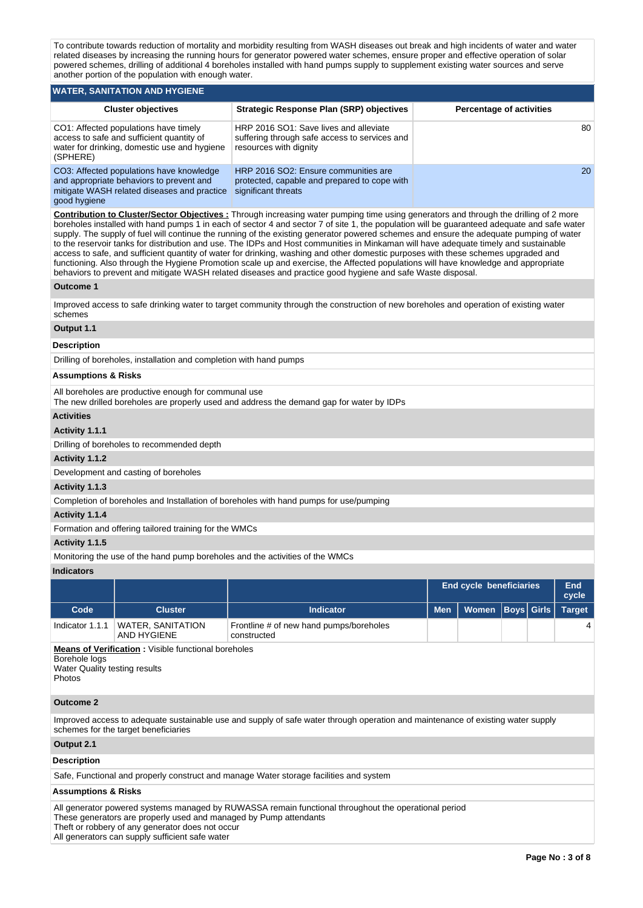To contribute towards reduction of mortality and morbidity resulting from WASH diseases out break and high incidents of water and water related diseases by increasing the running hours for generator powered water schemes, ensure proper and effective operation of solar powered schemes, drilling of additional 4 boreholes installed with hand pumps supply to supplement existing water sources and serve another portion of the population with enough water.

## WATER, SANITATION AND HYGIENE

| Cluster objectives | Strategic Response Plan (SRP) objectives | Percentage of activities |
|---|---|---|
| CO1: Affected populations have timely access to safe and sufficient quantity of water for drinking, domestic use and hygiene (SPHERE) | HRP 2016 SO1: Save lives and alleviate suffering through safe access to services and resources with dignity | 80 |
| CO3: Affected populations have knowledge and appropriate behaviors to prevent and mitigate WASH related diseases and practice good hygiene | HRP 2016 SO2: Ensure communities are protected, capable and prepared to cope with significant threats | 20 |

**Contribution to Cluster/Sector Objectives :** Through increasing water pumping time using generators and through the drilling of 2 more boreholes installed with hand pumps 1 in each of sector 4 and sector 7 of site 1, the population will be guaranteed adequate and safe water supply. The supply of fuel will continue the running of the existing generator powered schemes and ensure the adequate pumping of water to the reservoir tanks for distribution and use. The IDPs and Host communities in Minkaman will have adequate timely and sustainable access to safe, and sufficient quantity of water for drinking, washing and other domestic purposes with these schemes upgraded and functioning. Also through the Hygiene Promotion scale up and exercise, the Affected populations will have knowledge and appropriate behaviors to prevent and mitigate WASH related diseases and practice good hygiene and safe Waste disposal.

### Outcome 1

Improved access to safe drinking water to target community through the construction of new boreholes and operation of existing water schemes

### Output 1.1

**Description**

Drilling of boreholes, installation and completion with hand pumps

**Assumptions & Risks**

All boreholes are productive enough for communal use
The new drilled boreholes are properly used and address the demand gap for water by IDPs

**Activities**

**Activity 1.1.1**

Drilling of boreholes to recommended depth

**Activity 1.1.2**

Development and casting of boreholes

**Activity 1.1.3**

Completion of boreholes and Installation of boreholes with hand pumps for use/pumping

**Activity 1.1.4**

Formation and offering tailored training for the WMCs

**Activity 1.1.5**

Monitoring the use of the hand pump boreholes and the activities of the WMCs

**Indicators**

| | | | End cycle beneficiaries | | | | End cycle |
|---|---|---|---|---|---|---|---|
| Code | Cluster | Indicator | Men | Women | Boys | Girls | Target |
| Indicator 1.1.1 | WATER, SANITATION AND HYGIENE | Frontline # of new hand pumps/boreholes constructed | | | | | 4 |

**Means of Verification :** Visible functional boreholes
Borehole logs
Water Quality testing results
Photos

### Outcome 2

Improved access to adequate sustainable use and supply of safe water through operation and maintenance of existing water supply schemes for the target beneficiaries

### Output 2.1

**Description**

Safe, Functional and properly construct and manage Water storage facilities and system

**Assumptions & Risks**

All generator powered systems managed by RUWASSA remain functional throughout the operational period
These generators are properly used and managed by Pump attendants
Theft or robbery of any generator does not occur
All generators can supply sufficient safe water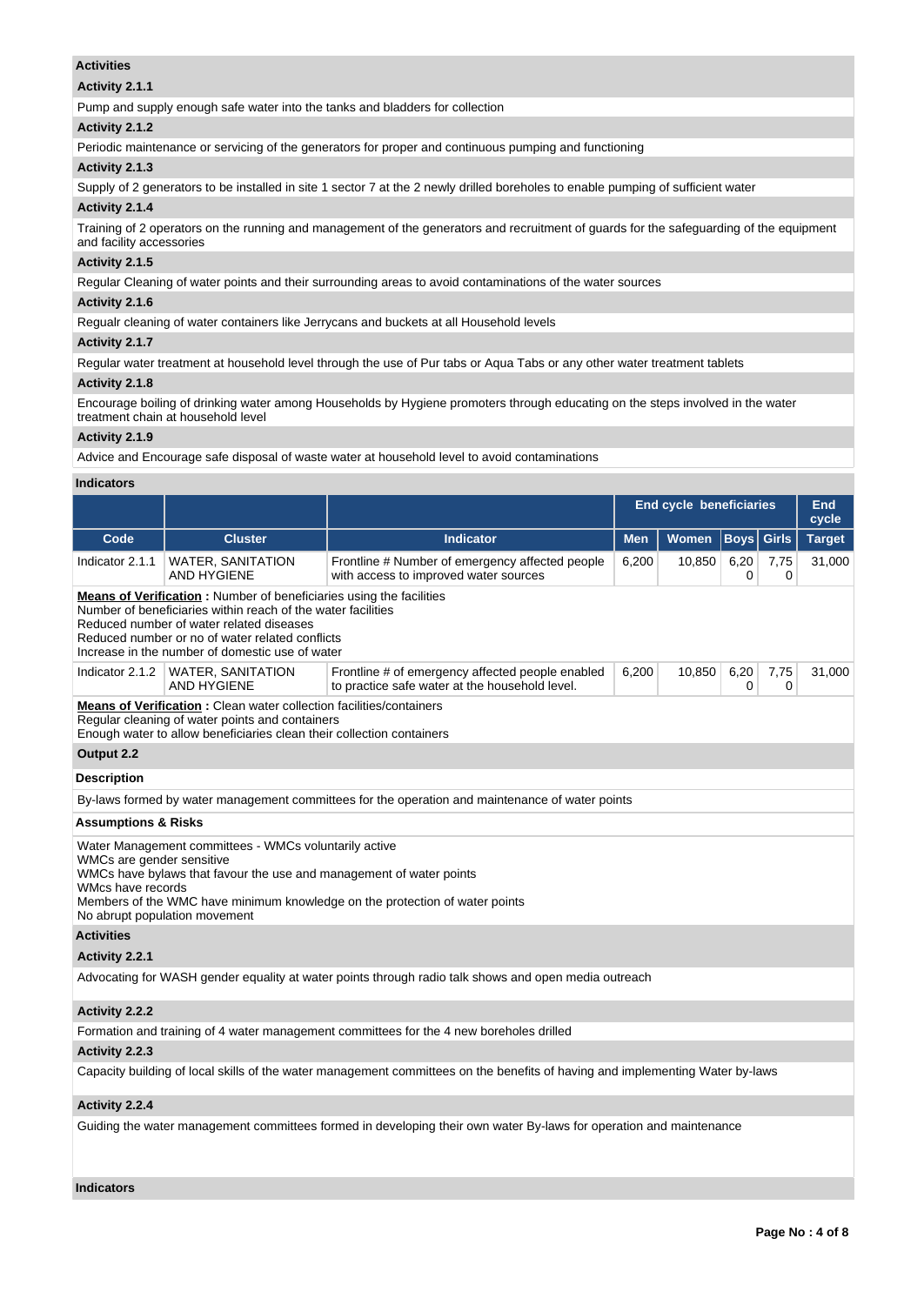**Activities**

**Activity 2.1.1**

Pump and supply enough safe water into the tanks and bladders for collection

**Activity 2.1.2**

Periodic maintenance or servicing of the generators for proper and continuous pumping and functioning

**Activity 2.1.3**

Supply of 2 generators to be installed in site 1 sector 7 at the 2 newly drilled boreholes to enable pumping of sufficient water

**Activity 2.1.4**

Training of 2 operators on the running and management of the generators and recruitment of guards for the safeguarding of the equipment and facility accessories

**Activity 2.1.5**

Regular Cleaning of water points and their surrounding areas to avoid contaminations of the water sources

**Activity 2.1.6**

Regualr cleaning of water containers like Jerrycans and buckets at all Household levels

**Activity 2.1.7**

Regular water treatment at household level through the use of Pur tabs or Aqua Tabs or any other water treatment tablets

**Activity 2.1.8**

Encourage boiling of drinking water among Households by Hygiene promoters through educating on the steps involved in the water treatment chain at household level

**Activity 2.1.9**

Advice and Encourage safe disposal of waste water at household level to avoid contaminations

**Indicators**

| | | | End cycle beneficiaries | | | | End cycle |
|---|---|---|---|---|---|---|---|
| Code | Cluster | Indicator | Men | Women | Boys | Girls | Target |
| Indicator 2.1.1 | WATER, SANITATION AND HYGIENE | Frontline # Number of emergency affected people with access to improved water sources | 6,200 | 10,850 | 6,200 | 7,750 | 31,000 |

**Means of Verification :** Number of beneficiaries using the facilities
Number of beneficiaries within reach of the water facilities
Reduced number of water related diseases
Reduced number or no of water related conflicts
Increase in the number of domestic use of water

| Code | Cluster | Indicator | Men | Women | Boys | Girls | Target |
|---|---|---|---|---|---|---|---|
| Indicator 2.1.2 | WATER, SANITATION AND HYGIENE | Frontline # of emergency affected people enabled to practice safe water at the household level. | 6,200 | 10,850 | 6,200 | 7,750 | 31,000 |

**Means of Verification :** Clean water collection facilities/containers
Regular cleaning of water points and containers
Enough water to allow beneficiaries clean their collection containers

**Output 2.2**

**Description**

By-laws formed by water management committees for the operation and maintenance of water points

**Assumptions & Risks**

Water Management committees - WMCs voluntarily active
WMCs are gender sensitive
WMCs have bylaws that favour the use and management of water points
WMcs have records
Members of the WMC have minimum knowledge on the protection of water points
No abrupt population movement

**Activities**

**Activity 2.2.1**

Advocating for WASH gender equality at water points through radio talk shows and open media outreach

**Activity 2.2.2**

Formation and training of 4 water management committees for the 4 new boreholes drilled

**Activity 2.2.3**

Capacity building of local skills of the water management committees on the benefits of having and implementing Water by-laws

**Activity 2.2.4**

Guiding the water management committees formed in developing their own water By-laws for operation and maintenance

**Indicators**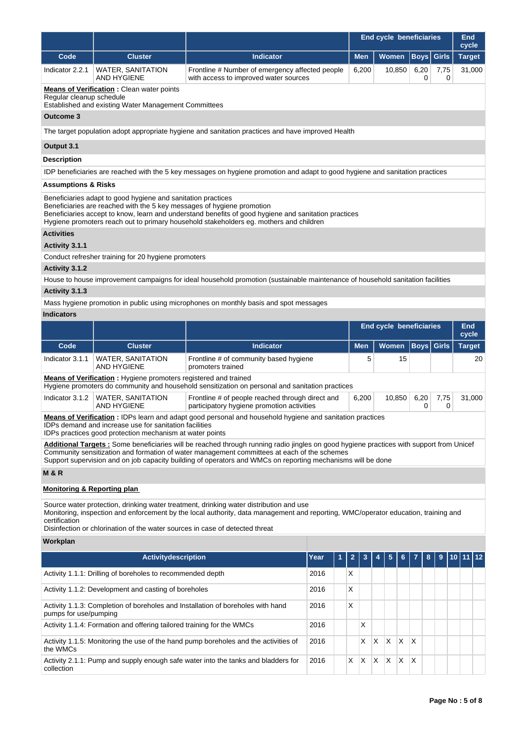| Code | Cluster | Indicator | End cycle beneficiaries | | | | End cycle |
|---|---|---|---|---|---|---|---|
| | | | Men | Women | Boys | Girls | Target |
| Indicator 2.2.1 | WATER, SANITATION AND HYGIENE | Frontline # Number of emergency affected people with access to improved water sources | 6,200 | 10,850 | 6,200 | 7,750 | 31,000 |

**Means of Verification :** Clean water points
Regular cleanup schedule
Established and existing Water Management Committees

**Outcome 3**

The target population adopt appropriate hygiene and sanitation practices and have improved Health

**Output 3.1**

**Description**

IDP beneficiaries are reached with the 5 key messages on hygiene promotion and adapt to good hygiene and sanitation practices

**Assumptions & Risks**

Beneficiaries adapt to good hygiene and sanitation practices
Beneficiaries are reached with the 5 key messages of hygiene promotion
Beneficiaries accept to know, learn and understand benefits of good hygiene and sanitation practices
Hygiene promoters reach out to primary household stakeholders eg. mothers and children

**Activities**

**Activity 3.1.1**

Conduct refresher training for 20 hygiene promoters

**Activity 3.1.2**

House to house improvement campaigns for ideal household promotion (sustainable maintenance of household sanitation facilities

**Activity 3.1.3**

Mass hygiene promotion in public using microphones on monthly basis and spot messages

**Indicators**

| Code | Cluster | Indicator | End cycle beneficiaries | | | | End cycle |
|---|---|---|---|---|---|---|---|
| | | | Men | Women | Boys | Girls | Target |
| Indicator 3.1.1 | WATER, SANITATION AND HYGIENE | Frontline # of community based hygiene promoters trained | 5 | 15 | | | 20 |

**Means of Verification :** Hygiene promoters registered and trained
Hygiene promoters do community and household sensitization on personal and sanitation practices

| Code | Cluster | Indicator | Men | Women | Boys | Girls | Target |
|---|---|---|---|---|---|---|---|
| Indicator 3.1.2 | WATER, SANITATION AND HYGIENE | Frontline # of people reached through direct and participatory hygiene promotion activities | 6,200 | 10,850 | 6,200 | 7,750 | 31,000 |

**Means of Verification :** IDPs learn and adapt good personal and household hygiene and sanitation practices
IDPs demand and increase use for sanitation facilities
IDPs practices good protection mechanism at water points

**Additional Targets :** Some beneficiaries will be reached through running radio jingles on good hygiene practices with support from Unicef
Community sensitization and formation of water management committees at each of the schemes
Support supervision and on job capacity building of operators and WMCs on reporting mechanisms will be done

**M & R**

**Monitoring & Reporting plan**

Source water protection, drinking water treatment, drinking water distribution and use
Monitoring, inspection and enforcement by the local authority, data management and reporting, WMC/operator education, training and certification
Disinfection or chlorination of the water sources in case of detected threat

**Workplan**

| Activitydescription | Year | 1 | 2 | 3 | 4 | 5 | 6 | 7 | 8 | 9 | 10 | 11 | 12 |
|---|---|---|---|---|---|---|---|---|---|---|---|---|---|
| Activity 1.1.1: Drilling of boreholes to recommended depth | 2016 | | X | | | | | | | | | | |
| Activity 1.1.2: Development and casting of boreholes | 2016 | | X | | | | | | | | | | |
| Activity 1.1.3: Completion of boreholes and Installation of boreholes with hand pumps for use/pumping | 2016 | | X | | | | | | | | | | |
| Activity 1.1.4: Formation and offering tailored training for the WMCs | 2016 | | | X | | | | | | | | | |
| Activity 1.1.5: Monitoring the use of the hand pump boreholes and the activities of the WMCs | 2016 | | | X | X | X | X | X | | | | | |
| Activity 2.1.1: Pump and supply enough safe water into the tanks and bladders for collection | 2016 | | X | X | X | X | X | X | | | | | |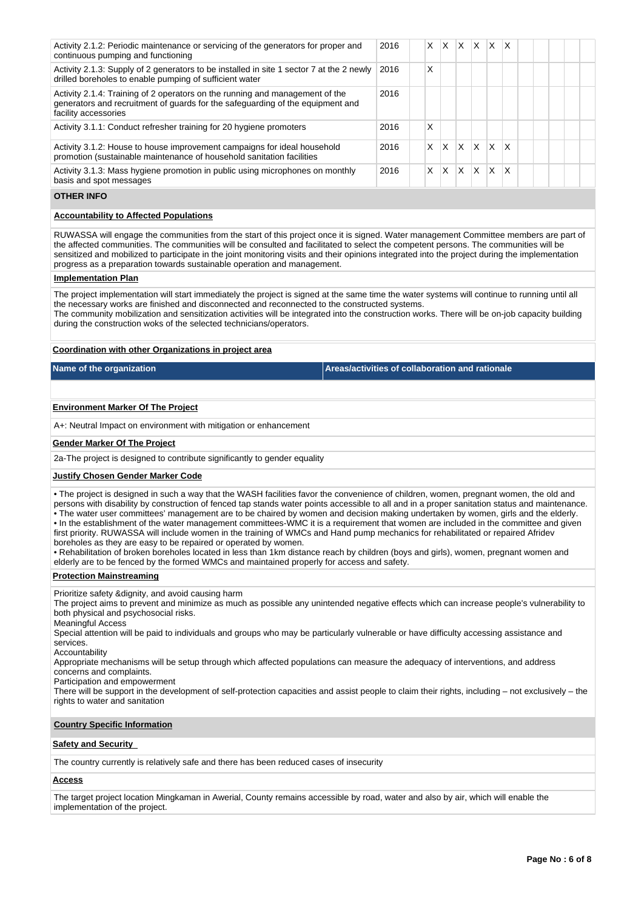| Activity | Year | | | | | | | | | | | | |
|---|---|---|---|---|---|---|---|---|---|---|---|---|---|
| Activity 2.1.2: Periodic maintenance or servicing of the generators for proper and continuous pumping and functioning | 2016 | | X | X | X | X | X | X | | | | | |
| Activity 2.1.3: Supply of 2 generators to be installed in site 1 sector 7 at the 2 newly drilled boreholes to enable pumping of sufficient water | 2016 | | X | | | | | | | | | | |
| Activity 2.1.4: Training of 2 operators on the running and management of the generators and recruitment of guards for the safeguarding of the equipment and facility accessories | 2016 | | | | | | | | | | | | |
| Activity 3.1.1: Conduct refresher training for 20 hygiene promoters | 2016 | | X | | | | | | | | | | |
| Activity 3.1.2: House to house improvement campaigns for ideal household promotion (sustainable maintenance of household sanitation facilities | 2016 | | X | X | X | X | X | X | | | | | |
| Activity 3.1.3: Mass hygiene promotion in public using microphones on monthly basis and spot messages | 2016 | | X | X | X | X | X | X | | | | | |

## OTHER INFO

**Accountability to Affected Populations**

RUWASSA will engage the communities from the start of this project once it is signed. Water management Committee members are part of the affected communities. The communities will be consulted and facilitated to select the competent persons. The communities will be sensitized and mobilized to participate in the joint monitoring visits and their opinions integrated into the project during the implementation progress as a preparation towards sustainable operation and management.

**Implementation Plan**

The project implementation will start immediately the project is signed at the same time the water systems will continue to running until all the necessary works are finished and disconnected and reconnected to the constructed systems.
The community mobilization and sensitization activities will be integrated into the construction works. There will be on-job capacity building during the construction woks of the selected technicians/operators.

**Coordination with other Organizations in project area**

| Name of the organization | Areas/activities of collaboration and rationale |
|---|---|
| | |

**Environment Marker Of The Project**

A+: Neutral Impact on environment with mitigation or enhancement

**Gender Marker Of The Project**

2a-The project is designed to contribute significantly to gender equality

**Justify Chosen Gender Marker Code**

• The project is designed in such a way that the WASH facilities favor the convenience of children, women, pregnant women, the old and persons with disability by construction of fenced tap stands water points accessible to all and in a proper sanitation status and maintenance.
• The water user committees' management are to be chaired by women and decision making undertaken by women, girls and the elderly.
• In the establishment of the water management committees-WMC it is a requirement that women are included in the committee and given first priority. RUWASSA will include women in the training of WMCs and Hand pump mechanics for rehabilitated or repaired Afridev boreholes as they are easy to be repaired or operated by women.
• Rehabilitation of broken boreholes located in less than 1km distance reach by children (boys and girls), women, pregnant women and elderly are to be fenced by the formed WMCs and maintained properly for access and safety.

**Protection Mainstreaming**

Prioritize safety &dignity, and avoid causing harm
The project aims to prevent and minimize as much as possible any unintended negative effects which can increase people's vulnerability to both physical and psychosocial risks.
Meaningful Access
Special attention will be paid to individuals and groups who may be particularly vulnerable or have difficulty accessing assistance and services.
Accountability
Appropriate mechanisms will be setup through which affected populations can measure the adequacy of interventions, and address concerns and complaints.
Participation and empowerment
There will be support in the development of self-protection capacities and assist people to claim their rights, including – not exclusively – the rights to water and sanitation

**Country Specific Information**

**Safety and Security**

The country currently is relatively safe and there has been reduced cases of insecurity

**Access**

The target project location Mingkaman in Awerial, County remains accessible by road, water and also by air, which will enable the implementation of the project.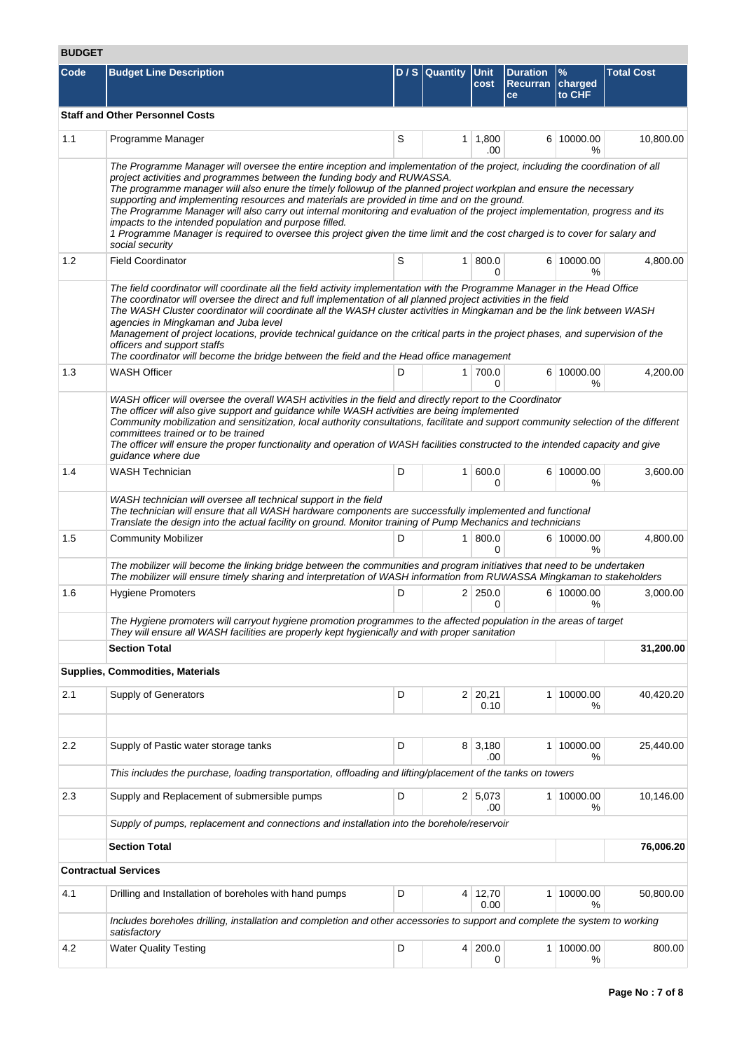## BUDGET

| Code | Budget Line Description | D / S | Quantity | Unit cost | Duration Recurrance | % charged to CHF | Total Cost |
|---|---|---|---|---|---|---|---|
| **Staff and Other Personnel Costs** | | | | | | | |
| 1.1 | Programme Manager | S | 1 | 1,800.00 | 6 | 10000.00 % | 10,800.00 |
| | *The Programme Manager will oversee the entire inception and implementation of the project, including the coordination of all project activities and programmes between the funding body and RUWASSA. The programme manager will also enure the timely followup of the planned project workplan and ensure the necessary supporting and implementing resources and materials are provided in time and on the ground. The Programme Manager will also carry out internal monitoring and evaluation of the project implementation, progress and its impacts to the intended population and purpose filled. 1 Programme Manager is required to oversee this project given the time limit and the cost charged is to cover for salary and social security* | | | | | | |
| 1.2 | Field Coordinator | S | 1 | 800.00 | 6 | 10000.00 % | 4,800.00 |
| | *The field coordinator will coordinate all the field activity implementation with the Programme Manager in the Head Office The coordinator will oversee the direct and full implementation of all planned project activities in the field The WASH Cluster coordinator will coordinate all the WASH cluster activities in Mingkaman and be the link between WASH agencies in Mingkaman and Juba level Management of project locations, provide technical guidance on the critical parts in the project phases, and supervision of the officers and support staffs The coordinator will become the bridge between the field and the Head office management* | | | | | | |
| 1.3 | WASH Officer | D | 1 | 700.00 | 6 | 10000.00 % | 4,200.00 |
| | *WASH officer will oversee the overall WASH activities in the field and directly report to the Coordinator The officer will also give support and guidance while WASH activities are being implemented Community mobilization and sensitization, local authority consultations, facilitate and support community selection of the different committees trained or to be trained The officer will ensure the proper functionality and operation of WASH facilities constructed to the intended capacity and give guidance where due* | | | | | | |
| 1.4 | WASH Technician | D | 1 | 600.00 | 6 | 10000.00 % | 3,600.00 |
| | *WASH technician will oversee all technical support in the field The technician will ensure that all WASH hardware components are successfully implemented and functional Translate the design into the actual facility on ground. Monitor training of Pump Mechanics and technicians* | | | | | | |
| 1.5 | Community Mobilizer | D | 1 | 800.00 | 6 | 10000.00 % | 4,800.00 |
| | *The mobilizer will become the linking bridge between the communities and program initiatives that need to be undertaken The mobilizer will ensure timely sharing and interpretation of WASH information from RUWASSA Mingkaman to stakeholders* | | | | | | |
| 1.6 | Hygiene Promoters | D | 2 | 250.00 | 6 | 10000.00 % | 3,000.00 |
| | *The Hygiene promoters will carryout hygiene promotion programmes to the affected population in the areas of target They will ensure all WASH facilities are properly kept hygienically and with proper sanitation* | | | | | | |
| | **Section Total** | | | | | | **31,200.00** |
| **Supplies, Commodities, Materials** | | | | | | | |
| 2.1 | Supply of Generators | D | 2 | 20,210.10 | 1 | 10000.00 % | 40,420.20 |
| | | | | | | | |
| 2.2 | Supply of Pastic water storage tanks | D | 8 | 3,180.00 | 1 | 10000.00 % | 25,440.00 |
| | *This includes the purchase, loading transportation, offloading and lifting/placement of the tanks on towers* | | | | | | |
| 2.3 | Supply and Replacement of submersible pumps | D | 2 | 5,073.00 | 1 | 10000.00 % | 10,146.00 |
| | *Supply of pumps, replacement and connections and installation into the borehole/reservoir* | | | | | | |
| | **Section Total** | | | | | | **76,006.20** |
| **Contractual Services** | | | | | | | |
| 4.1 | Drilling and Installation of boreholes with hand pumps | D | 4 | 12,700.00 | 1 | 10000.00 % | 50,800.00 |
| | *Includes boreholes drilling, installation and completion and other accessories to support and complete the system to working satisfactory* | | | | | | |
| 4.2 | Water Quality Testing | D | 4 | 200.00 | 1 | 10000.00 % | 800.00 |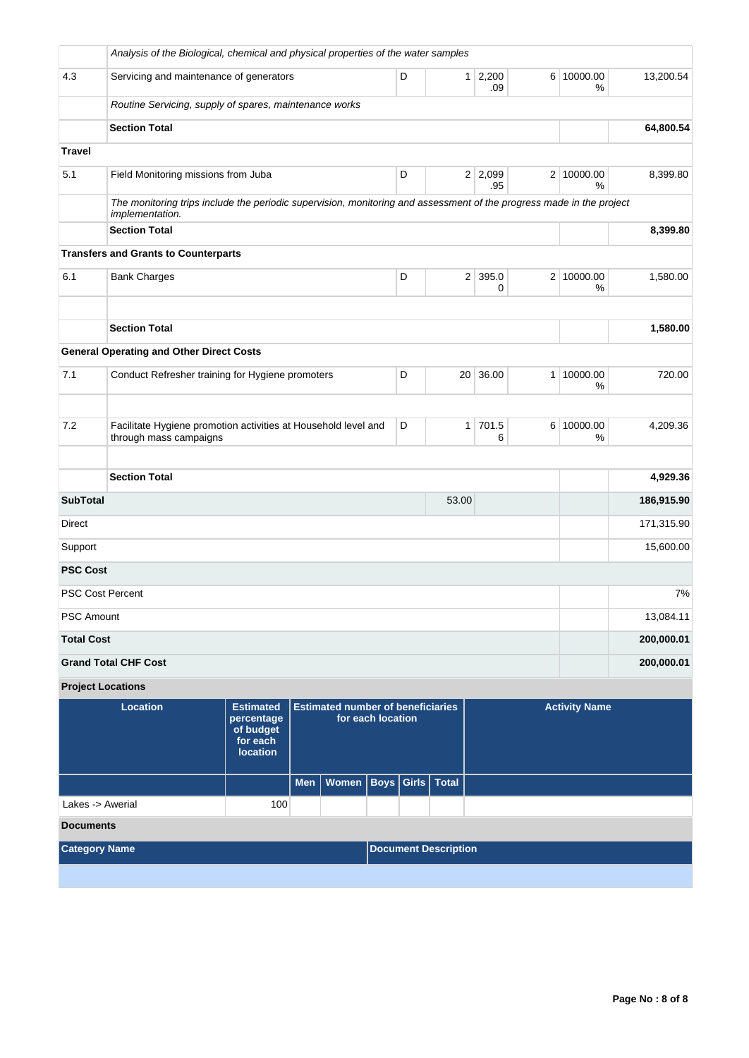| | | | | | | | |
|---|---|---|---|---|---|---|---|
| | *Analysis of the Biological, chemical and physical properties of the water samples* | | | | | | |
| 4.3 | Servicing and maintenance of generators | D | 1 | 2,200.09 | 6 | 10000.00 % | 13,200.54 |
| | *Routine Servicing, supply of spares, maintenance works* | | | | | | |
| | **Section Total** | | | | | | **64,800.54** |
| **Travel** | | | | | | | |
| 5.1 | Field Monitoring missions from Juba | D | 2 | 2,099.95 | 2 | 10000.00 % | 8,399.80 |
| | *The monitoring trips include the periodic supervision, monitoring and assessment of the progress made in the project implementation.* | | | | | | |
| | **Section Total** | | | | | | **8,399.80** |
| **Transfers and Grants to Counterparts** | | | | | | | |
| 6.1 | Bank Charges | D | 2 | 395.00 | 2 | 10000.00 % | 1,580.00 |
| | | | | | | | |
| | **Section Total** | | | | | | **1,580.00** |
| **General Operating and Other Direct Costs** | | | | | | | |
| 7.1 | Conduct Refresher training for Hygiene promoters | D | 20 | 36.00 | 1 | 10000.00 % | 720.00 |
| | | | | | | | |
| 7.2 | Facilitate Hygiene promotion activities at Household level and through mass campaigns | D | 1 | 701.56 | 6 | 10000.00 % | 4,209.36 |
| | | | | | | | |
| | **Section Total** | | | | | | **4,929.36** |
| **SubTotal** | | | 53.00 | | | | **186,915.90** |
| Direct | | | | | | | 171,315.90 |
| Support | | | | | | | 15,600.00 |
| **PSC Cost** | | | | | | | |
| PSC Cost Percent | | | | | | | 7% |
| PSC Amount | | | | | | | 13,084.11 |
| **Total Cost** | | | | | | | **200,000.01** |
| **Grand Total CHF Cost** | | | | | | | **200,000.01** |

**Project Locations**

| Location | Estimated percentage of budget for each location | Estimated number of beneficiaries for each location | | | | | Activity Name |
|---|---|---|---|---|---|---|---|
| | | Men | Women | Boys | Girls | Total | |
| Lakes -> Awerial | 100 | | | | | | |

**Documents**

| Category Name | Document Description |
|---|---|
| | |